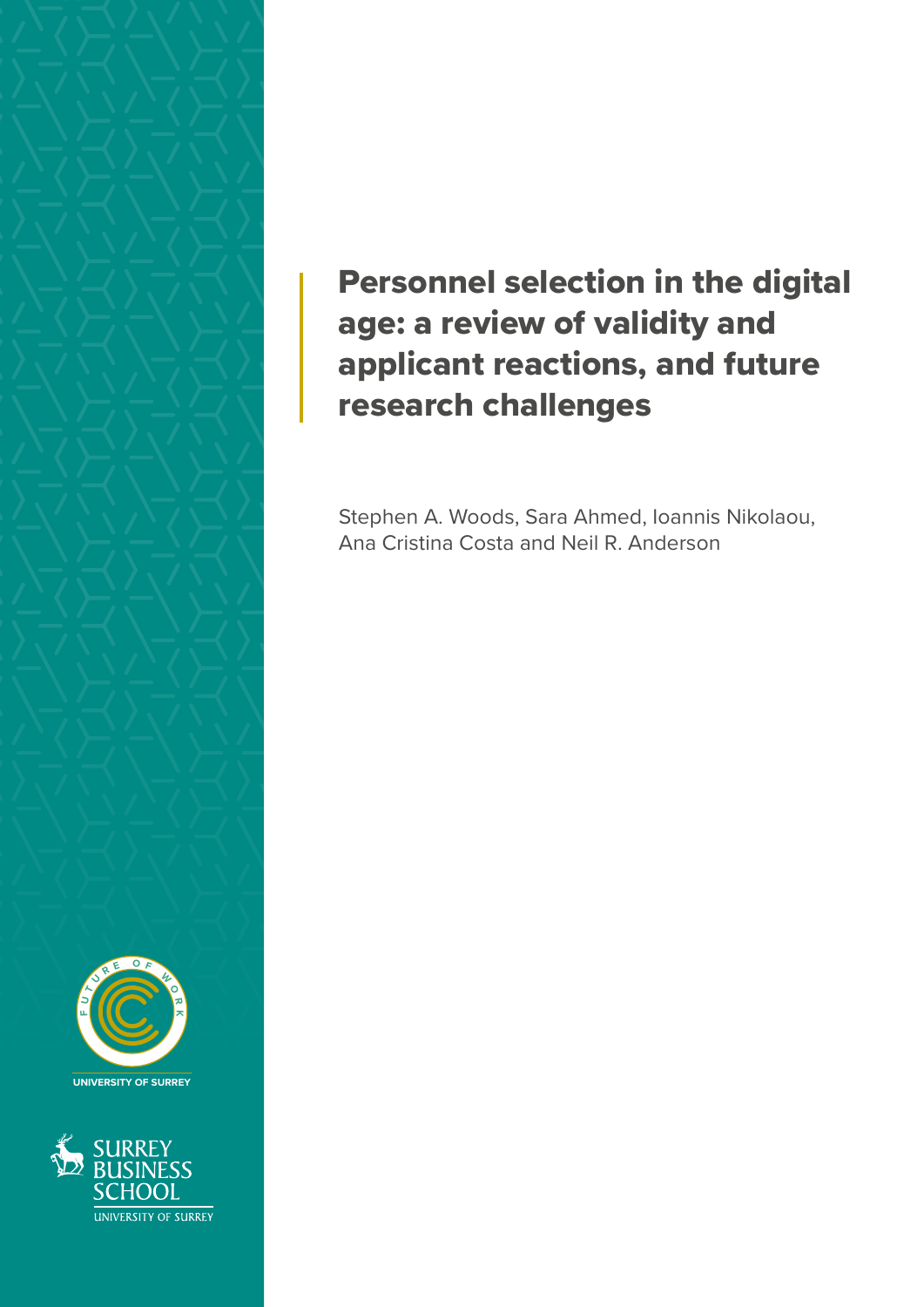# Personnel selection in the digital age: a review of validity and applicant reactions, and future research challenges

Stephen A. Woods, Sara Ahmed, Ioannis Nikolaou, Ana Cristina Costa and Neil R. Anderson

FUTURE OF WORK

UNIVERSITY OF SURREY

SURREY BUSINESS SCHOOL

UNIVERSITY OF SURREY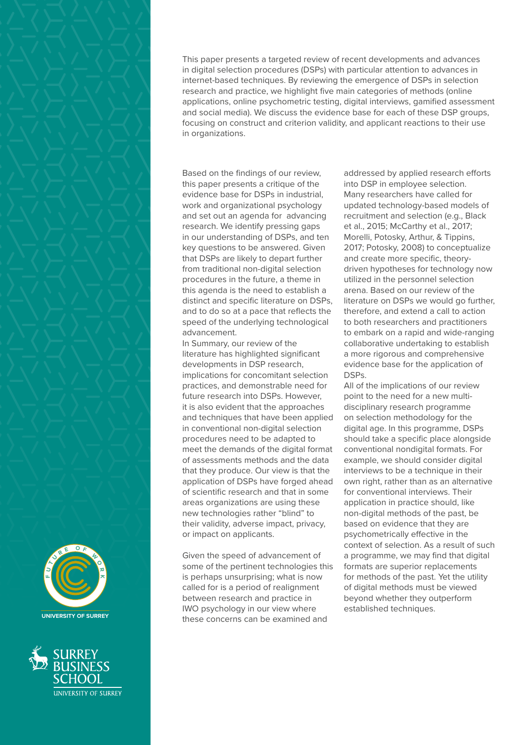This paper presents a targeted review of recent developments and advances in digital selection procedures (DSPs) with particular attention to advances in internet-based techniques. By reviewing the emergence of DSPs in selection research and practice, we highlight five main categories of methods (online applications, online psychometric testing, digital interviews, gamified assessment and social media). We discuss the evidence base for each of these DSP groups, focusing on construct and criterion validity, and applicant reactions to their use in organizations.

Based on the findings of our review, this paper presents a critique of the evidence base for DSPs in industrial, work and organizational psychology and set out an agenda for advancing research. We identify pressing gaps in our understanding of DSPs, and ten key questions to be answered. Given that DSPs are likely to depart further from traditional non-digital selection procedures in the future, a theme in this agenda is the need to establish a distinct and specific literature on DSPs, and to do so at a pace that reflects the speed of the underlying technological advancement.

In Summary, our review of the literature has highlighted significant developments in DSP research, implications for concomitant selection practices, and demonstrable need for future research into DSPs. However, it is also evident that the approaches and techniques that have been applied in conventional non-digital selection procedures need to be adapted to meet the demands of the digital format of assessments methods and the data that they produce. Our view is that the application of DSPs have forged ahead of scientific research and that in some areas organizations are using these new technologies rather "blind" to their validity, adverse impact, privacy, or impact on applicants.

Given the speed of advancement of some of the pertinent technologies this is perhaps unsurprising; what is now called for is a period of realignment between research and practice in IWO psychology in our view where these concerns can be examined and addressed by applied research efforts into DSP in employee selection. Many researchers have called for updated technology-based models of recruitment and selection (e.g., Black et al., 2015; McCarthy et al., 2017; Morelli, Potosky, Arthur, & Tippins, 2017; Potosky, 2008) to conceptualize and create more specific, theory-driven hypotheses for technology now utilized in the personnel selection arena. Based on our review of the literature on DSPs we would go further, therefore, and extend a call to action to both researchers and practitioners to embark on a rapid and wide-ranging collaborative undertaking to establish a more rigorous and comprehensive evidence base for the application of DSPs.

All of the implications of our review point to the need for a new multi-disciplinary research programme on selection methodology for the digital age. In this programme, DSPs should take a specific place alongside conventional nondigital formats. For example, we should consider digital interviews to be a technique in their own right, rather than as an alternative for conventional interviews. Their application in practice should, like non-digital methods of the past, be based on evidence that they are psychometrically effective in the context of selection. As a result of such a programme, we may find that digital formats are superior replacements for methods of the past. Yet the utility of digital methods must be viewed beyond whether they outperform established techniques.

FUTURE OF WORK

UNIVERSITY OF SURREY

SURREY BUSINESS SCHOOL

UNIVERSITY OF SURREY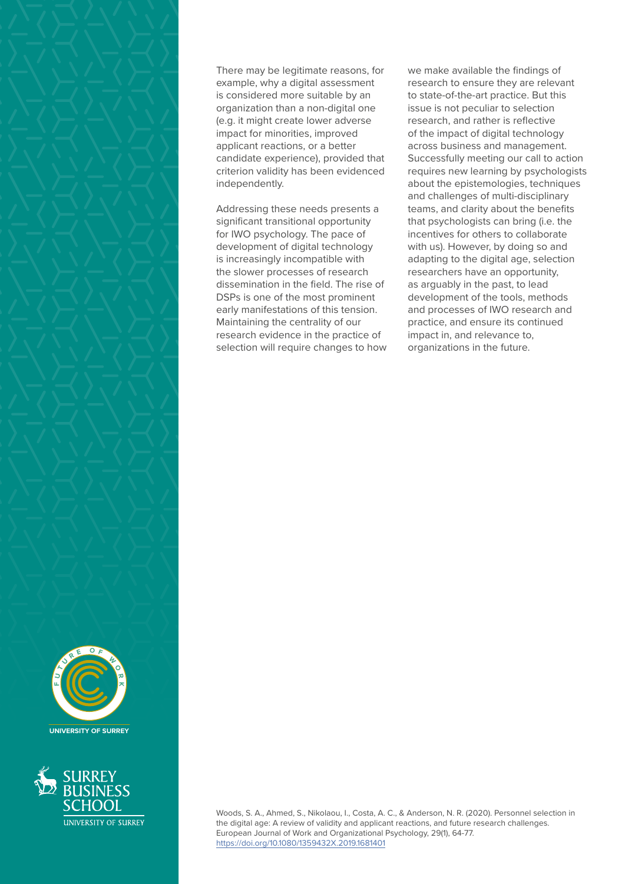There may be legitimate reasons, for example, why a digital assessment is considered more suitable by an organization than a non-digital one (e.g. it might create lower adverse impact for minorities, improved applicant reactions, or a better candidate experience), provided that criterion validity has been evidenced independently.

Addressing these needs presents a significant transitional opportunity for IWO psychology. The pace of development of digital technology is increasingly incompatible with the slower processes of research dissemination in the field. The rise of DSPs is one of the most prominent early manifestations of this tension. Maintaining the centrality of our research evidence in the practice of selection will require changes to how we make available the findings of research to ensure they are relevant to state-of-the-art practice. But this issue is not peculiar to selection research, and rather is reflective of the impact of digital technology across business and management. Successfully meeting our call to action requires new learning by psychologists about the epistemologies, techniques and challenges of multi-disciplinary teams, and clarity about the benefits that psychologists can bring (i.e. the incentives for others to collaborate with us). However, by doing so and adapting to the digital age, selection researchers have an opportunity, as arguably in the past, to lead development of the tools, methods and processes of IWO research and practice, and ensure its continued impact in, and relevance to, organizations in the future.

Woods, S. A., Ahmed, S., Nikolaou, I., Costa, A. C., & Anderson, N. R. (2020). Personnel selection in the digital age: A review of validity and applicant reactions, and future research challenges. European Journal of Work and Organizational Psychology, 29(1), 64-77. https://doi.org/10.1080/1359432X.2019.1681401

FUTURE OF WORK

UNIVERSITY OF SURREY

SURREY BUSINESS SCHOOL

UNIVERSITY OF SURREY